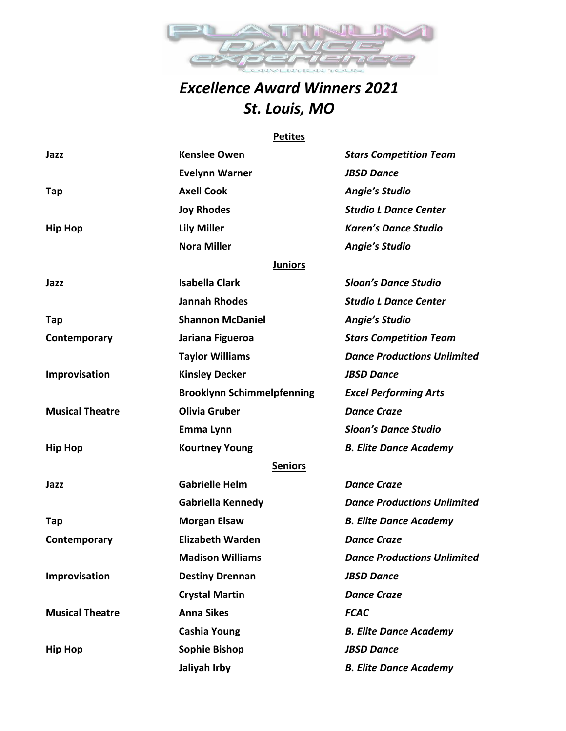# Excellence Award Winners 2021
## St. Louis, MO

**Petites**

| | | |
|---|---|---|
| **Jazz** | **Kenslee Owen** | ***Stars Competition Team*** |
| | **Evelynn Warner** | ***JBSD Dance*** |
| **Tap** | **Axell Cook** | ***Angie's Studio*** |
| | **Joy Rhodes** | ***Studio L Dance Center*** |
| **Hip Hop** | **Lily Miller** | ***Karen's Dance Studio*** |
| | **Nora Miller** | ***Angie's Studio*** |

**Juniors**

| | | |
|---|---|---|
| **Jazz** | **Isabella Clark** | ***Sloan's Dance Studio*** |
| | **Jannah Rhodes** | ***Studio L Dance Center*** |
| **Tap** | **Shannon McDaniel** | ***Angie's Studio*** |
| **Contemporary** | **Jariana Figueroa** | ***Stars Competition Team*** |
| | **Taylor Williams** | ***Dance Productions Unlimited*** |
| **Improvisation** | **Kinsley Decker** | ***JBSD Dance*** |
| | **Brooklynn Schimmelpfenning** | ***Excel Performing Arts*** |
| **Musical Theatre** | **Olivia Gruber** | ***Dance Craze*** |
| | **Emma Lynn** | ***Sloan's Dance Studio*** |
| **Hip Hop** | **Kourtney Young** | ***B. Elite Dance Academy*** |

**Seniors**

| | | |
|---|---|---|
| **Jazz** | **Gabrielle Helm** | ***Dance Craze*** |
| | **Gabriella Kennedy** | ***Dance Productions Unlimited*** |
| **Tap** | **Morgan Elsaw** | ***B. Elite Dance Academy*** |
| **Contemporary** | **Elizabeth Warden** | ***Dance Craze*** |
| | **Madison Williams** | ***Dance Productions Unlimited*** |
| **Improvisation** | **Destiny Drennan** | ***JBSD Dance*** |
| | **Crystal Martin** | ***Dance Craze*** |
| **Musical Theatre** | **Anna Sikes** | ***FCAC*** |
| | **Cashia Young** | ***B. Elite Dance Academy*** |
| **Hip Hop** | **Sophie Bishop** | ***JBSD Dance*** |
| | **Jaliyah Irby** | ***B. Elite Dance Academy*** |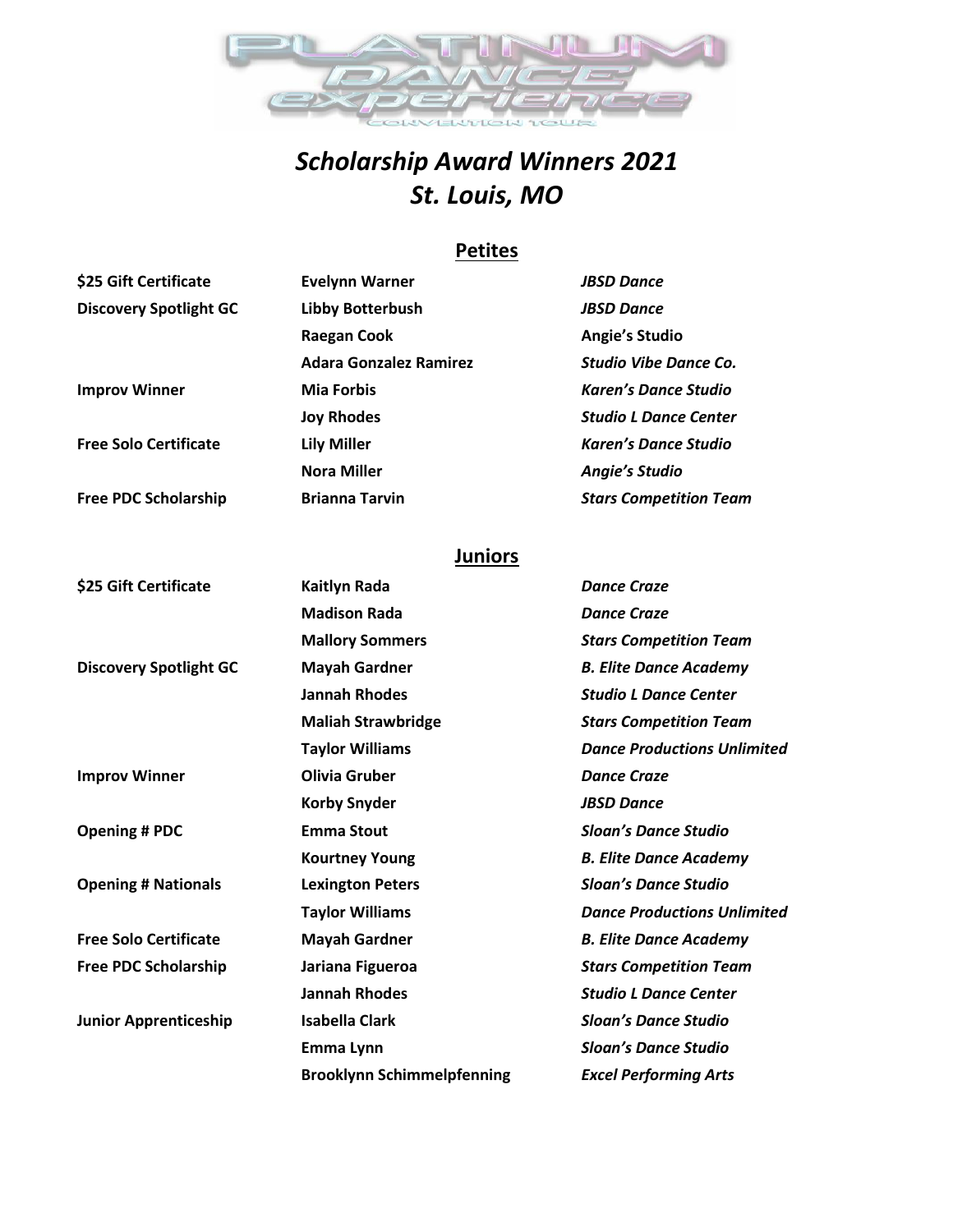PLATINUM DANCE experience CONVENTION TOUR

# *Scholarship Award Winners 2021*
# *St. Louis, MO*

## Petites

| | | |
|---|---|---|
| **$25 Gift Certificate** | **Evelynn Warner** | ***JBSD Dance*** |
| **Discovery Spotlight GC** | **Libby Botterbush** | ***JBSD Dance*** |
| | **Raegan Cook** | **Angie's Studio** |
| | **Adara Gonzalez Ramirez** | ***Studio Vibe Dance Co.*** |
| **Improv Winner** | **Mia Forbis** | ***Karen's Dance Studio*** |
| | **Joy Rhodes** | ***Studio L Dance Center*** |
| **Free Solo Certificate** | **Lily Miller** | ***Karen's Dance Studio*** |
| | **Nora Miller** | ***Angie's Studio*** |
| **Free PDC Scholarship** | **Brianna Tarvin** | ***Stars Competition Team*** |

## Juniors

| | | |
|---|---|---|
| **$25 Gift Certificate** | **Kaitlyn Rada** | ***Dance Craze*** |
| | **Madison Rada** | ***Dance Craze*** |
| | **Mallory Sommers** | ***Stars Competition Team*** |
| **Discovery Spotlight GC** | **Mayah Gardner** | ***B. Elite Dance Academy*** |
| | **Jannah Rhodes** | ***Studio L Dance Center*** |
| | **Maliah Strawbridge** | ***Stars Competition Team*** |
| | **Taylor Williams** | ***Dance Productions Unlimited*** |
| **Improv Winner** | **Olivia Gruber** | ***Dance Craze*** |
| | **Korby Snyder** | ***JBSD Dance*** |
| **Opening # PDC** | **Emma Stout** | ***Sloan's Dance Studio*** |
| | **Kourtney Young** | ***B. Elite Dance Academy*** |
| **Opening # Nationals** | **Lexington Peters** | ***Sloan's Dance Studio*** |
| | **Taylor Williams** | ***Dance Productions Unlimited*** |
| **Free Solo Certificate** | **Mayah Gardner** | ***B. Elite Dance Academy*** |
| **Free PDC Scholarship** | **Jariana Figueroa** | ***Stars Competition Team*** |
| | **Jannah Rhodes** | ***Studio L Dance Center*** |
| **Junior Apprenticeship** | **Isabella Clark** | ***Sloan's Dance Studio*** |
| | **Emma Lynn** | ***Sloan's Dance Studio*** |
| | **Brooklynn Schimmelpfenning** | ***Excel Performing Arts*** |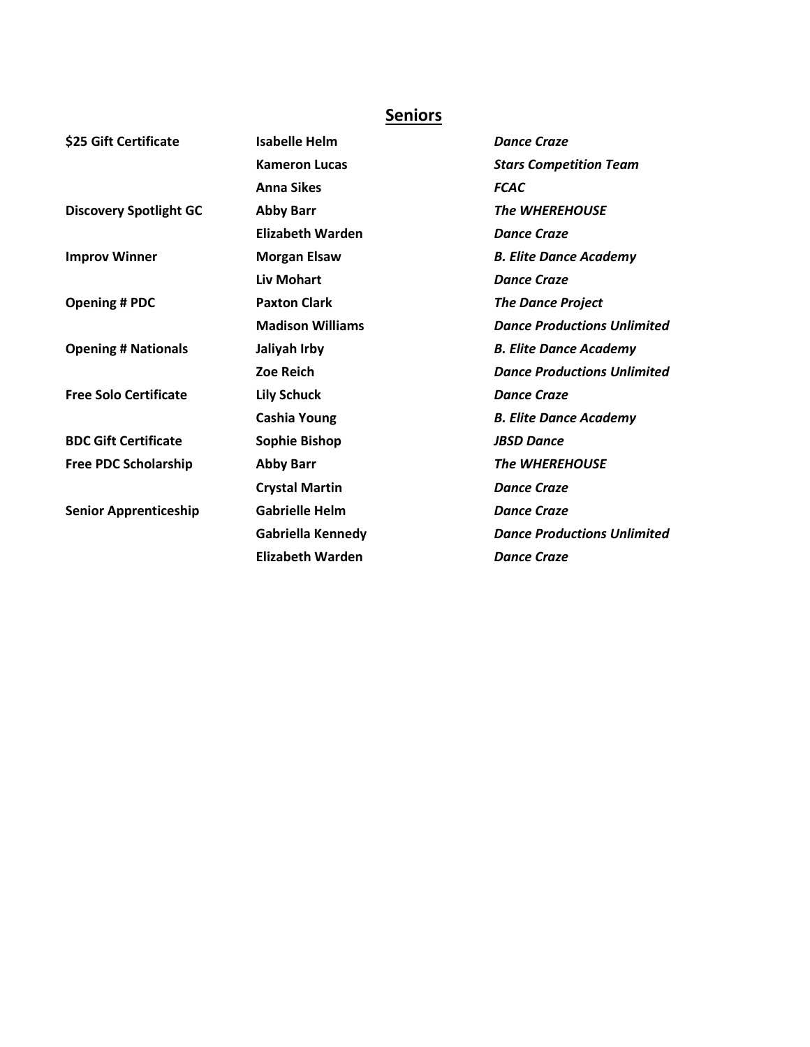## Seniors

| | | |
|---|---|---|
| **$25 Gift Certificate** | **Isabelle Helm** | ***Dance Craze*** |
| | **Kameron Lucas** | ***Stars Competition Team*** |
| | **Anna Sikes** | ***FCAC*** |
| **Discovery Spotlight GC** | **Abby Barr** | ***The WHEREHOUSE*** |
| | **Elizabeth Warden** | ***Dance Craze*** |
| **Improv Winner** | **Morgan Elsaw** | ***B. Elite Dance Academy*** |
| | **Liv Mohart** | ***Dance Craze*** |
| **Opening # PDC** | **Paxton Clark** | ***The Dance Project*** |
| | **Madison Williams** | ***Dance Productions Unlimited*** |
| **Opening # Nationals** | **Jaliyah Irby** | ***B. Elite Dance Academy*** |
| | **Zoe Reich** | ***Dance Productions Unlimited*** |
| **Free Solo Certificate** | **Lily Schuck** | ***Dance Craze*** |
| | **Cashia Young** | ***B. Elite Dance Academy*** |
| **BDC Gift Certificate** | **Sophie Bishop** | ***JBSD Dance*** |
| **Free PDC Scholarship** | **Abby Barr** | ***The WHEREHOUSE*** |
| | **Crystal Martin** | ***Dance Craze*** |
| **Senior Apprenticeship** | **Gabrielle Helm** | ***Dance Craze*** |
| | **Gabriella Kennedy** | ***Dance Productions Unlimited*** |
| | **Elizabeth Warden** | ***Dance Craze*** |